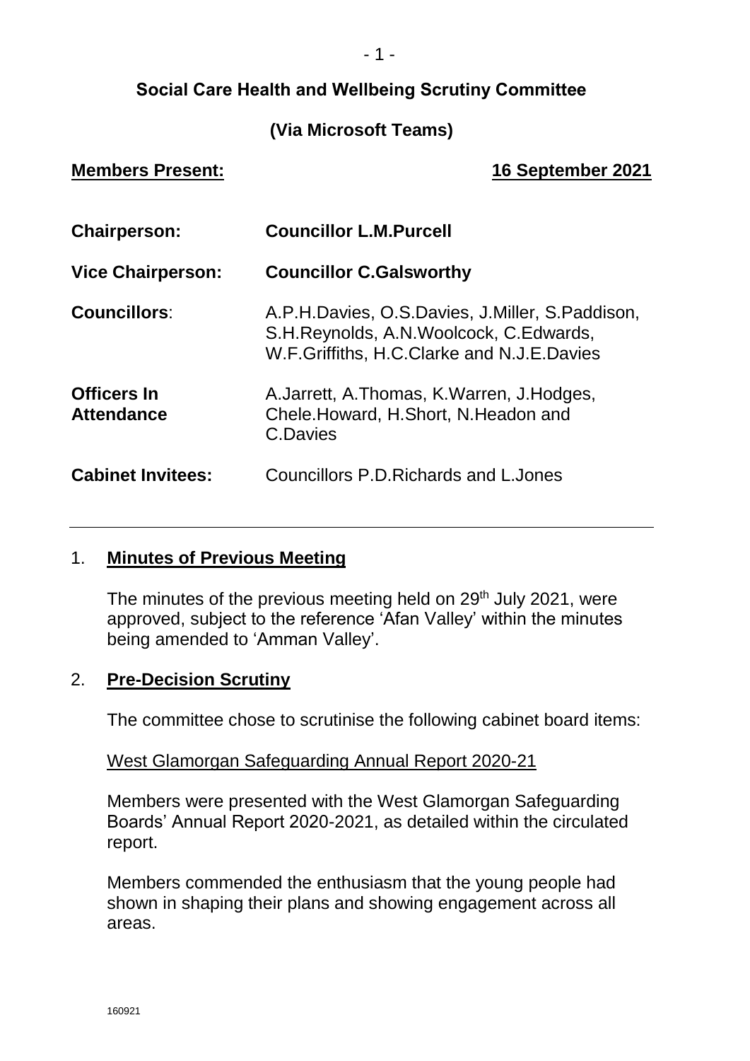# Social Care Health and Wellbeing Scrutiny Committee

## (Via Microsoft Teams)

**Members Present:** **16 September 2021**

| | |
|---|---|
| **Chairperson:** | **Councillor L.M.Purcell** |
| **Vice Chairperson:** | **Councillor C.Galsworthy** |
| **Councillors**: | A.P.H.Davies, O.S.Davies, J.Miller, S.Paddison, S.H.Reynolds, A.N.Woolcock, C.Edwards, W.F.Griffiths, H.C.Clarke and N.J.E.Davies |
| **Officers In Attendance** | A.Jarrett, A.Thomas, K.Warren, J.Hodges, Chele.Howard, H.Short, N.Headon and C.Davies |
| **Cabinet Invitees:** | Councillors P.D.Richards and L.Jones |

---

1. **Minutes of Previous Meeting**

   The minutes of the previous meeting held on 29th July 2021, were approved, subject to the reference 'Afan Valley' within the minutes being amended to 'Amman Valley'.

2. **Pre-Decision Scrutiny**

   The committee chose to scrutinise the following cabinet board items:

   West Glamorgan Safeguarding Annual Report 2020-21

   Members were presented with the West Glamorgan Safeguarding Boards' Annual Report 2020-2021, as detailed within the circulated report.

   Members commended the enthusiasm that the young people had shown in shaping their plans and showing engagement across all areas.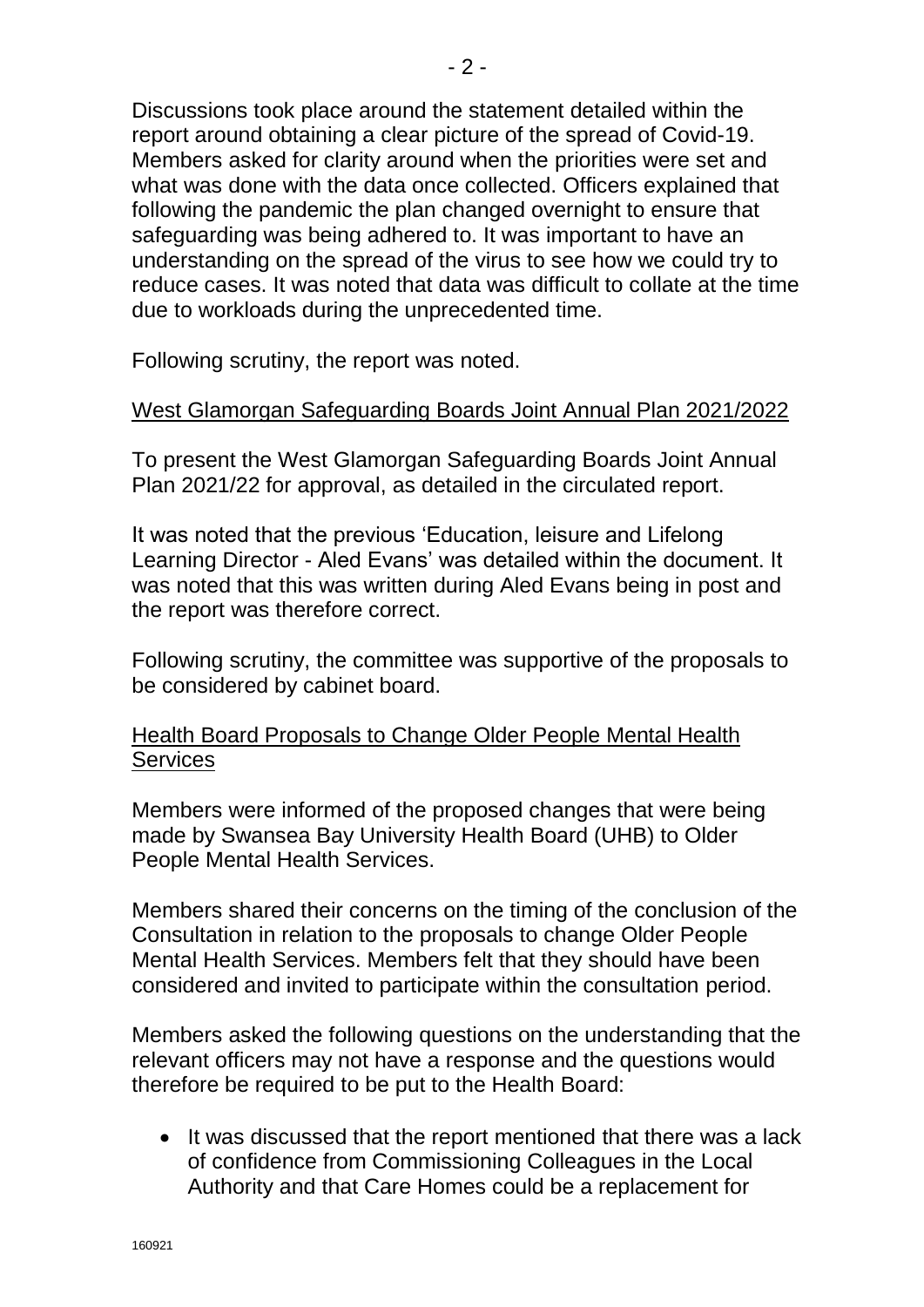Discussions took place around the statement detailed within the report around obtaining a clear picture of the spread of Covid-19. Members asked for clarity around when the priorities were set and what was done with the data once collected. Officers explained that following the pandemic the plan changed overnight to ensure that safeguarding was being adhered to. It was important to have an understanding on the spread of the virus to see how we could try to reduce cases. It was noted that data was difficult to collate at the time due to workloads during the unprecedented time.

Following scrutiny, the report was noted.

West Glamorgan Safeguarding Boards Joint Annual Plan 2021/2022

To present the West Glamorgan Safeguarding Boards Joint Annual Plan 2021/22 for approval, as detailed in the circulated report.

It was noted that the previous 'Education, leisure and Lifelong Learning Director - Aled Evans' was detailed within the document. It was noted that this was written during Aled Evans being in post and the report was therefore correct.

Following scrutiny, the committee was supportive of the proposals to be considered by cabinet board.

Health Board Proposals to Change Older People Mental Health Services

Members were informed of the proposed changes that were being made by Swansea Bay University Health Board (UHB) to Older People Mental Health Services.

Members shared their concerns on the timing of the conclusion of the Consultation in relation to the proposals to change Older People Mental Health Services. Members felt that they should have been considered and invited to participate within the consultation period.

Members asked the following questions on the understanding that the relevant officers may not have a response and the questions would therefore be required to be put to the Health Board:

- It was discussed that the report mentioned that there was a lack of confidence from Commissioning Colleagues in the Local Authority and that Care Homes could be a replacement for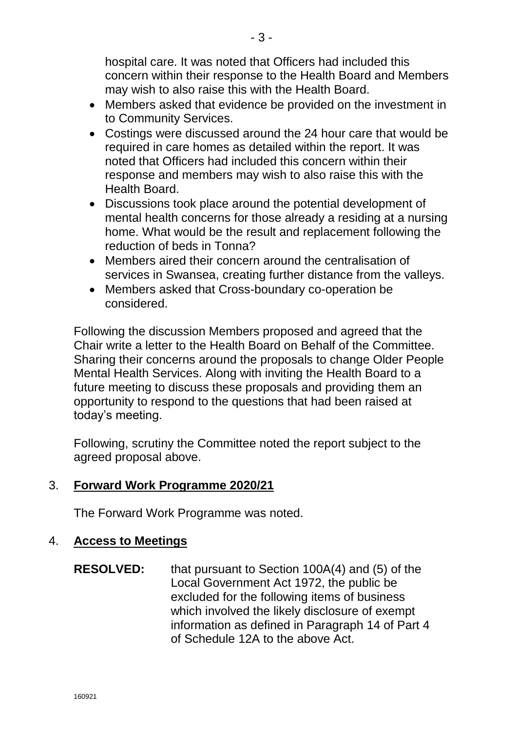hospital care. It was noted that Officers had included this concern within their response to the Health Board and Members may wish to also raise this with the Health Board.

- Members asked that evidence be provided on the investment in to Community Services.
- Costings were discussed around the 24 hour care that would be required in care homes as detailed within the report. It was noted that Officers had included this concern within their response and members may wish to also raise this with the Health Board.
- Discussions took place around the potential development of mental health concerns for those already a residing at a nursing home. What would be the result and replacement following the reduction of beds in Tonna?
- Members aired their concern around the centralisation of services in Swansea, creating further distance from the valleys.
- Members asked that Cross-boundary co-operation be considered.

Following the discussion Members proposed and agreed that the Chair write a letter to the Health Board on Behalf of the Committee. Sharing their concerns around the proposals to change Older People Mental Health Services. Along with inviting the Health Board to a future meeting to discuss these proposals and providing them an opportunity to respond to the questions that had been raised at today's meeting.

Following, scrutiny the Committee noted the report subject to the agreed proposal above.

3. **Forward Work Programme 2020/21**

The Forward Work Programme was noted.

4. **Access to Meetings**

**RESOLVED:** that pursuant to Section 100A(4) and (5) of the Local Government Act 1972, the public be excluded for the following items of business which involved the likely disclosure of exempt information as defined in Paragraph 14 of Part 4 of Schedule 12A to the above Act.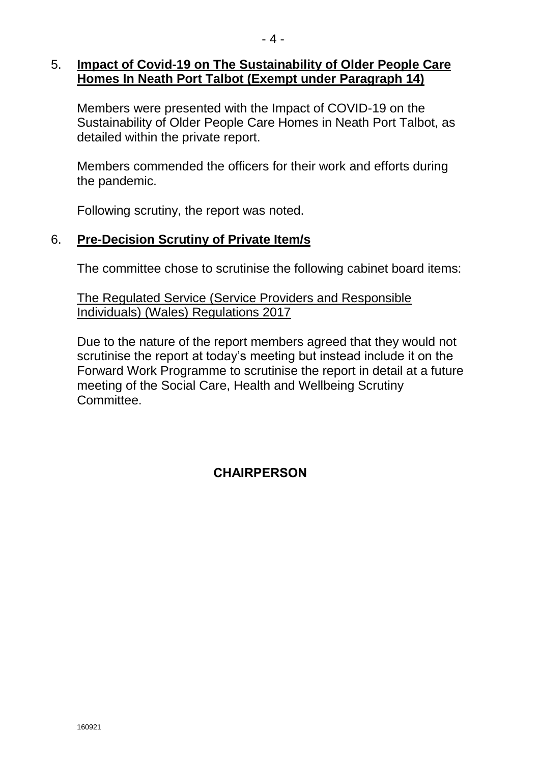5. **Impact of Covid-19 on The Sustainability of Older People Care Homes In Neath Port Talbot (Exempt under Paragraph 14)**

Members were presented with the Impact of COVID-19 on the Sustainability of Older People Care Homes in Neath Port Talbot, as detailed within the private report.

Members commended the officers for their work and efforts during the pandemic.

Following scrutiny, the report was noted.

6. **Pre-Decision Scrutiny of Private Item/s**

The committee chose to scrutinise the following cabinet board items:

The Regulated Service (Service Providers and Responsible Individuals) (Wales) Regulations 2017

Due to the nature of the report members agreed that they would not scrutinise the report at today's meeting but instead include it on the Forward Work Programme to scrutinise the report in detail at a future meeting of the Social Care, Health and Wellbeing Scrutiny Committee.

**CHAIRPERSON**